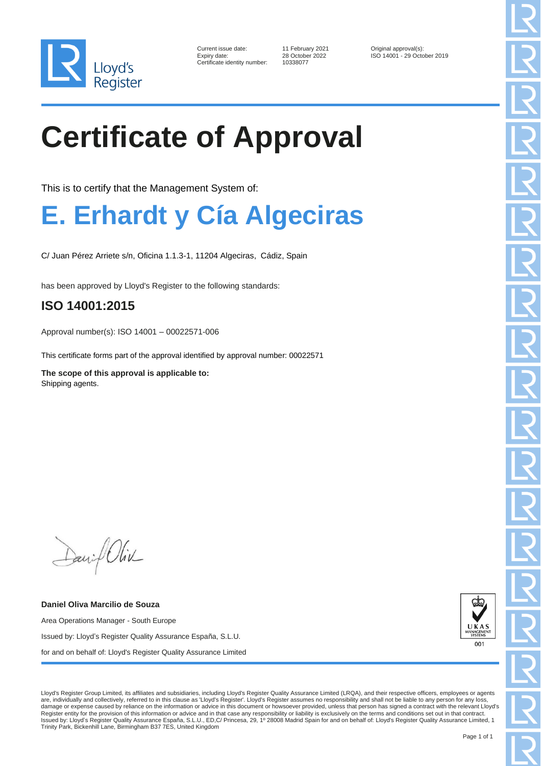Lloyd's Register

Current issue date: 11 February 2021
Expiry date: 28 October 2022
Certificate identity number: 10338077

Original approval(s):
ISO 14001 - 29 October 2019

# Certificate of Approval

This is to certify that the Management System of:

## E. Erhardt y Cía Algeciras

C/ Juan Pérez Arriete s/n, Oficina 1.1.3-1, 11204 Algeciras, Cádiz, Spain

has been approved by Lloyd's Register to the following standards:

### ISO 14001:2015

Approval number(s): ISO 14001 – 00022571-006

This certificate forms part of the approval identified by approval number: 00022571

**The scope of this approval is applicable to:**
Shipping agents.

**Daniel Oliva Marcilio de Souza**

Area Operations Manager - South Europe

Issued by: Lloyd's Register Quality Assurance España, S.L.U.

for and on behalf of: Lloyd's Register Quality Assurance Limited

UKAS MANAGEMENT SYSTEMS 001

Lloyd's Register Group Limited, its affiliates and subsidiaries, including Lloyd's Register Quality Assurance Limited (LRQA), and their respective officers, employees or agents are, individually and collectively, referred to in this clause as 'Lloyd's Register'. Lloyd's Register assumes no responsibility and shall not be liable to any person for any loss, damage or expense caused by reliance on the information or advice in this document or howsoever provided, unless that person has signed a contract with the relevant Lloyd's Register entity for the provision of this information or advice and in that case any responsibility or liability is exclusively on the terms and conditions set out in that contract.
Issued by: Lloyd's Register Quality Assurance España, S.L.U., ED,C/ Princesa, 29, 1º 28008 Madrid Spain for and on behalf of: Lloyd's Register Quality Assurance Limited, 1 Trinity Park, Bickenhill Lane, Birmingham B37 7ES, United Kingdom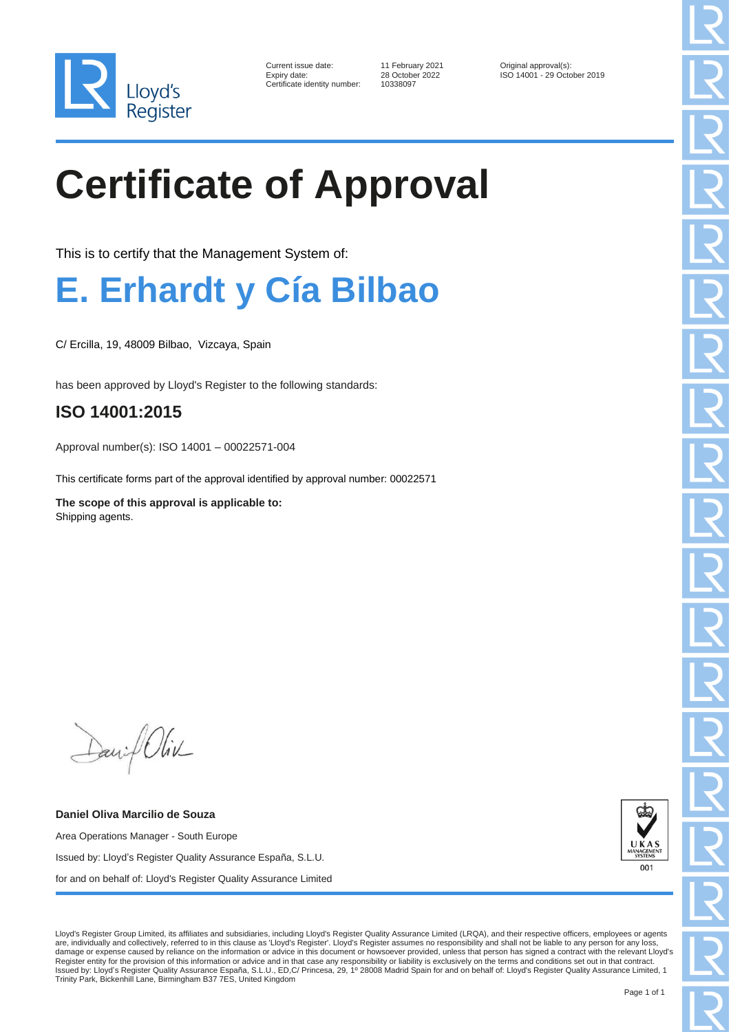Lloyd's Register

| | | |
|---|---|---|
| Current issue date: | 11 February 2021 | Original approval(s): |
| Expiry date: | 28 October 2022 | ISO 14001 - 29 October 2019 |
| Certificate identity number: | 10338097 | |

# Certificate of Approval

This is to certify that the Management System of:

## E. Erhardt y Cía Bilbao

C/ Ercilla, 19, 48009 Bilbao, Vizcaya, Spain

has been approved by Lloyd's Register to the following standards:

### ISO 14001:2015

Approval number(s): ISO 14001 – 00022571-004

This certificate forms part of the approval identified by approval number: 00022571

**The scope of this approval is applicable to:**
Shipping agents.

**Daniel Oliva Marcilio de Souza**

Area Operations Manager - South Europe

Issued by: Lloyd's Register Quality Assurance España, S.L.U.

for and on behalf of: Lloyd's Register Quality Assurance Limited

UKAS MANAGEMENT SYSTEMS 001

Lloyd's Register Group Limited, its affiliates and subsidiaries, including Lloyd's Register Quality Assurance Limited (LRQA), and their respective officers, employees or agents are, individually and collectively, referred to in this clause as 'Lloyd's Register'. Lloyd's Register assumes no responsibility and shall not be liable to any person for any loss, damage or expense caused by reliance on the information or advice in this document or howsoever provided, unless that person has signed a contract with the relevant Lloyd's Register entity for the provision of this information or advice and in that case any responsibility or liability is exclusively on the terms and conditions set out in that contract.
Issued by: Lloyd's Register Quality Assurance España, S.L.U., ED,C/ Princesa, 29, 1º 28008 Madrid Spain for and on behalf of: Lloyd's Register Quality Assurance Limited, 1 Trinity Park, Bickenhill Lane, Birmingham B37 7ES, United Kingdom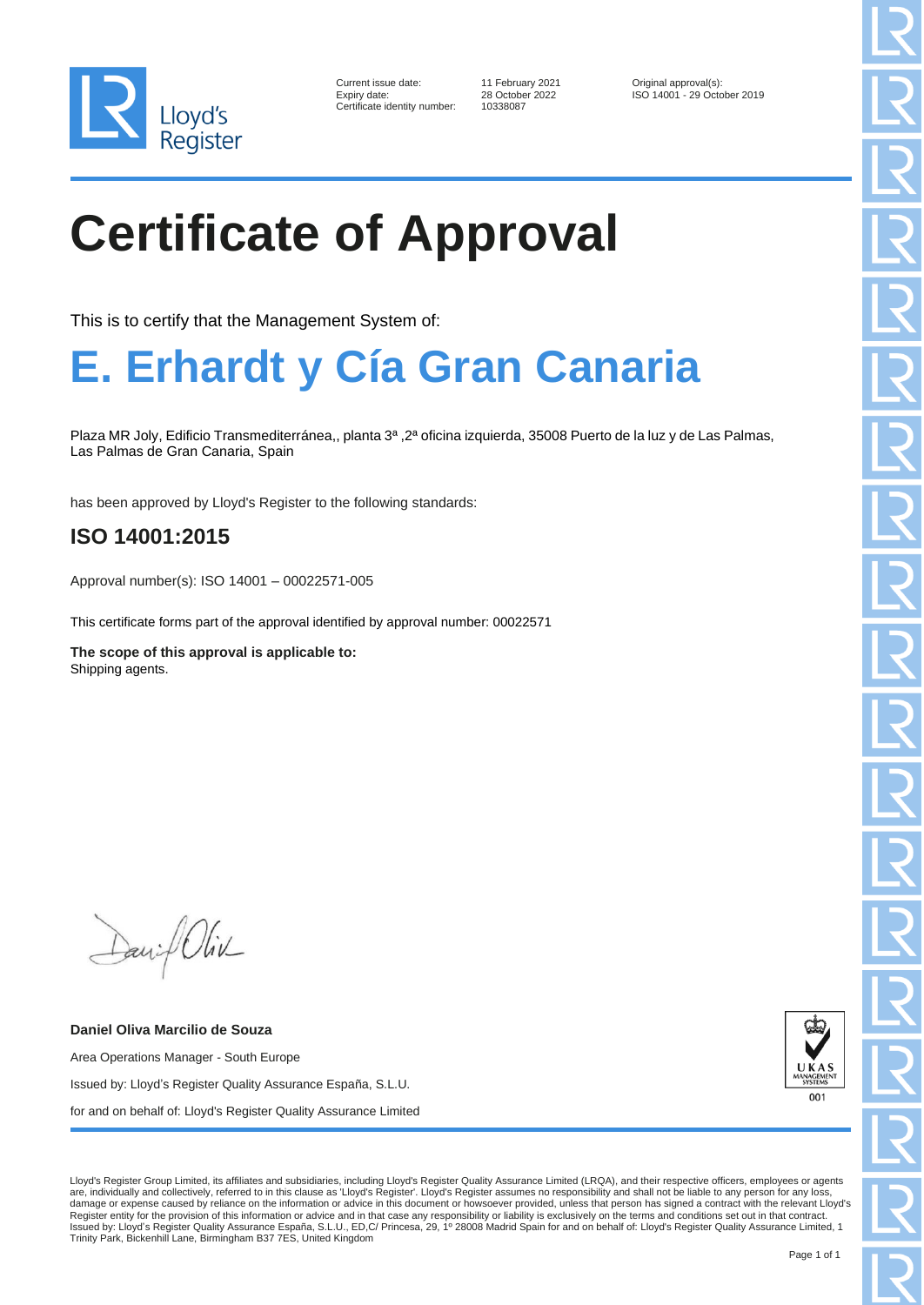Lloyd's Register

Current issue date: 11 February 2021
Expiry date: 28 October 2022
Certificate identity number: 10338087

Original approval(s):
ISO 14001 - 29 October 2019

# Certificate of Approval

This is to certify that the Management System of:

## E. Erhardt y Cía Gran Canaria

Plaza MR Joly, Edificio Transmediterránea,, planta 3ª ,2ª oficina izquierda, 35008 Puerto de la luz y de Las Palmas, Las Palmas de Gran Canaria, Spain

has been approved by Lloyd's Register to the following standards:

### ISO 14001:2015

Approval number(s): ISO 14001 – 00022571-005

This certificate forms part of the approval identified by approval number: 00022571

**The scope of this approval is applicable to:**
Shipping agents.

**Daniel Oliva Marcilio de Souza**

Area Operations Manager - South Europe

Issued by: Lloyd's Register Quality Assurance España, S.L.U.

for and on behalf of: Lloyd's Register Quality Assurance Limited

UKAS MANAGEMENT SYSTEMS 001

Lloyd's Register Group Limited, its affiliates and subsidiaries, including Lloyd's Register Quality Assurance Limited (LRQA), and their respective officers, employees or agents are, individually and collectively, referred to in this clause as 'Lloyd's Register'. Lloyd's Register assumes no responsibility and shall not be liable to any person for any loss, damage or expense caused by reliance on the information or advice in this document or howsoever provided, unless that person has signed a contract with the relevant Lloyd's Register entity for the provision of this information or advice and in that case any responsibility or liability is exclusively on the terms and conditions set out in that contract.
Issued by: Lloyd's Register Quality Assurance España, S.L.U., ED,C/ Princesa, 29, 1º 28008 Madrid Spain for and on behalf of: Lloyd's Register Quality Assurance Limited, 1 Trinity Park, Bickenhill Lane, Birmingham B37 7ES, United Kingdom